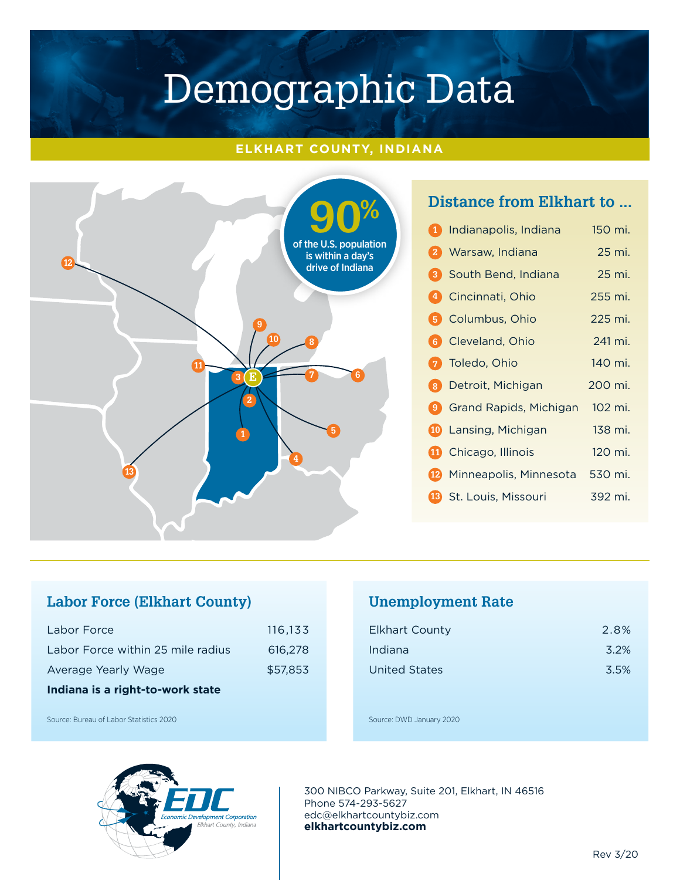# Demographic Data

## ELKHART COUNTY, INDIANA

**90%** of the U.S. population is within a day's drive of Indiana

### Distance from Elkhart to ...

| # | City | Distance |
|---|---|---|
| 1 | Indianapolis, Indiana | 150 mi. |
| 2 | Warsaw, Indiana | 25 mi. |
| 3 | South Bend, Indiana | 25 mi. |
| 4 | Cincinnati, Ohio | 255 mi. |
| 5 | Columbus, Ohio | 225 mi. |
| 6 | Cleveland, Ohio | 241 mi. |
| 7 | Toledo, Ohio | 140 mi. |
| 8 | Detroit, Michigan | 200 mi. |
| 9 | Grand Rapids, Michigan | 102 mi. |
| 10 | Lansing, Michigan | 138 mi. |
| 11 | Chicago, Illinois | 120 mi. |
| 12 | Minneapolis, Minnesota | 530 mi. |
| 13 | St. Louis, Missouri | 392 mi. |

### Labor Force (Elkhart County)

| | |
|---|---|
| Labor Force | 116,133 |
| Labor Force within 25 mile radius | 616,278 |
| Average Yearly Wage | $57,853 |

**Indiana is a right-to-work state**

Source: Bureau of Labor Statistics 2020

### Unemployment Rate

| | |
|---|---|
| Elkhart County | 2.8% |
| Indiana | 3.2% |
| United States | 3.5% |

Source: DWD January 2020

EDC Economic Development Corporation Elkhart County, Indiana

300 NIBCO Parkway, Suite 201, Elkhart, IN 46516
Phone 574-293-5627
edc@elkhartcountybiz.com
**elkhartcountybiz.com**

Rev 3/20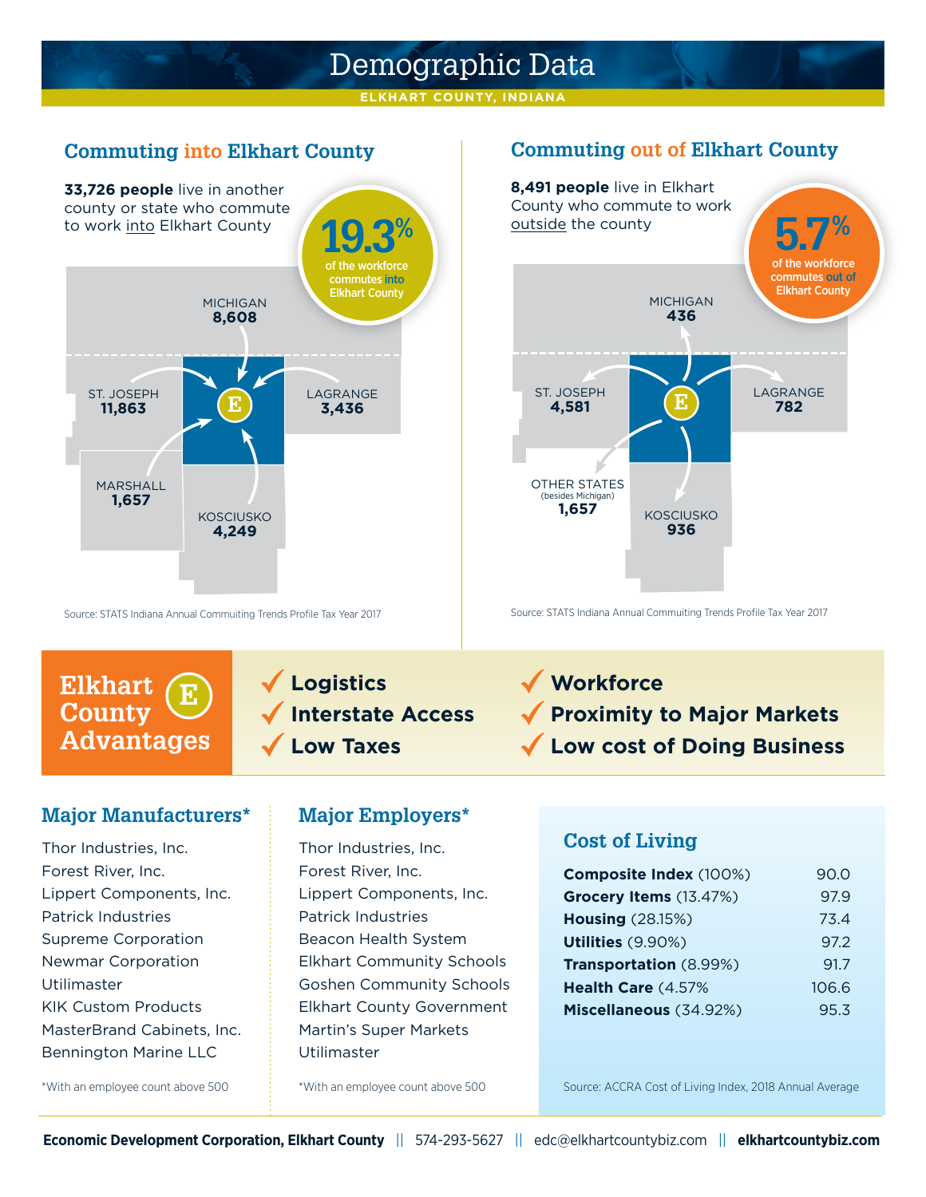# Demographic Data

ELKHART COUNTY, INDIANA

## Commuting into Elkhart County

**33,726 people** live in another county or state who commute to work into Elkhart County

**19.3%** of the workforce commutes into Elkhart County

- MICHIGAN **8,608**
- ST. JOSEPH **11,863**
- LAGRANGE **3,436**
- MARSHALL **1,657**
- KOSCIUSKO **4,249**

Source: STATS Indiana Annual Commuting Trends Profile Tax Year 2017

## Commuting out of Elkhart County

**8,491 people** live in Elkhart County who commute to work outside the county

**5.7%** of the workforce commutes out of Elkhart County

- MICHIGAN **436**
- ST. JOSEPH **4,581**
- LAGRANGE **782**
- OTHER STATES (besides Michigan) **1,657**
- KOSCIUSKO **936**

Source: STATS Indiana Annual Commuting Trends Profile Tax Year 2017

## Elkhart County Advantages

- ✓ Logistics
- ✓ Interstate Access
- ✓ Low Taxes
- ✓ Workforce
- ✓ Proximity to Major Markets
- ✓ Low cost of Doing Business

## Major Manufacturers*

Thor Industries, Inc.
Forest River, Inc.
Lippert Components, Inc.
Patrick Industries
Supreme Corporation
Newmar Corporation
Utilimaster
KIK Custom Products
MasterBrand Cabinets, Inc.
Bennington Marine LLC

*With an employee count above 500

## Major Employers*

Thor Industries, Inc.
Forest River, Inc.
Lippert Components, Inc.
Patrick Industries
Beacon Health System
Elkhart Community Schools
Goshen Community Schools
Elkhart County Government
Martin's Super Markets
Utilimaster

*With an employee count above 500

## Cost of Living

| Category | Index |
|---|---|
| **Composite Index** (100%) | 90.0 |
| **Grocery Items** (13.47%) | 97.9 |
| **Housing** (28.15%) | 73.4 |
| **Utilities** (9.90%) | 97.2 |
| **Transportation** (8.99%) | 91.7 |
| **Health Care** (4.57% | 106.6 |
| **Miscellaneous** (34.92%) | 95.3 |

Source: ACCRA Cost of Living Index, 2018 Annual Average

**Economic Development Corporation, Elkhart County** || 574-293-5627 || edc@elkhartcountybiz.com || **elkhartcountybiz.com**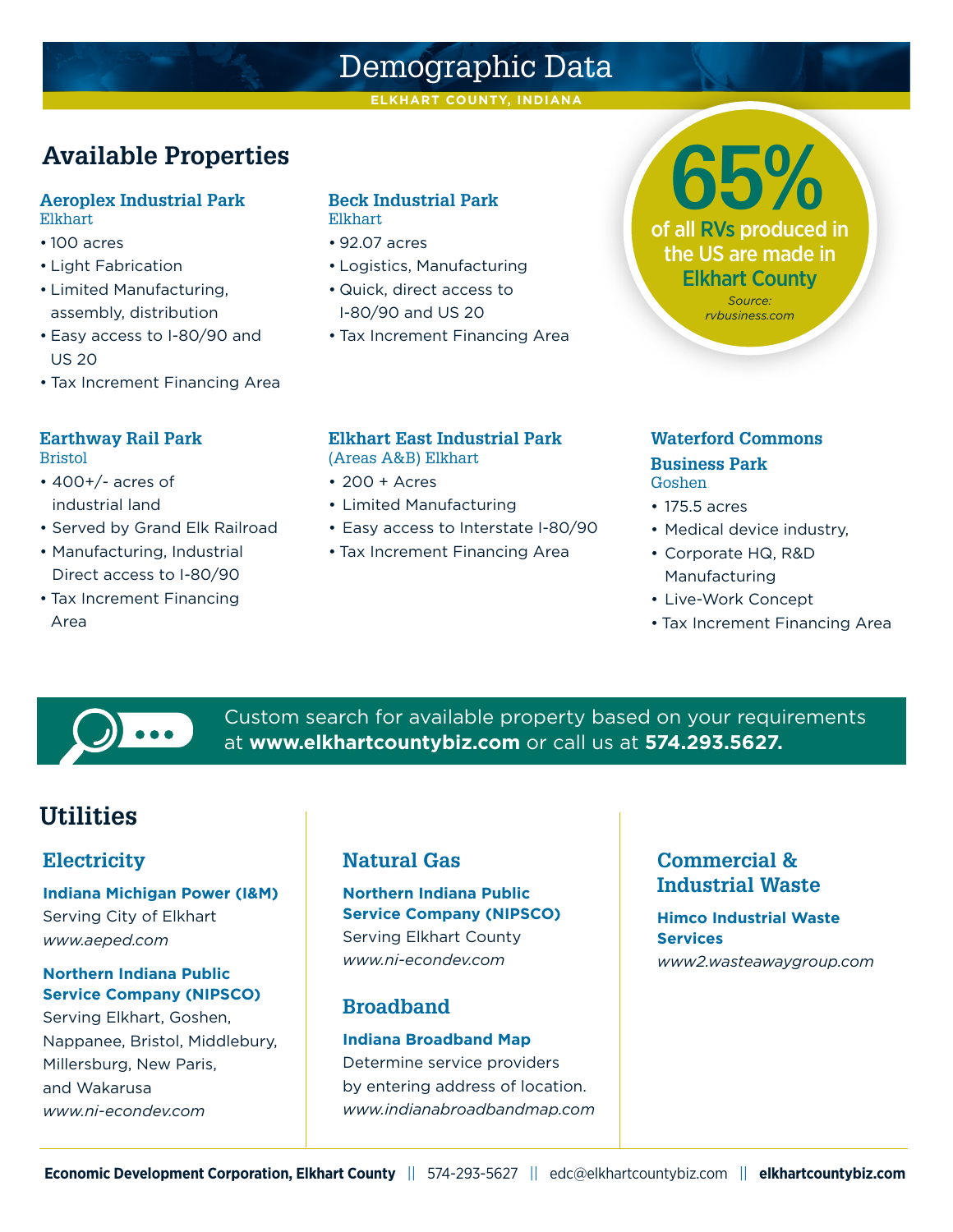# Demographic Data

ELKHART COUNTY, INDIANA

## Available Properties

### Aeroplex Industrial Park
Elkhart

- 100 acres
- Light Fabrication
- Limited Manufacturing, assembly, distribution
- Easy access to I-80/90 and US 20
- Tax Increment Financing Area

### Beck Industrial Park
Elkhart

- 92.07 acres
- Logistics, Manufacturing
- Quick, direct access to I-80/90 and US 20
- Tax Increment Financing Area

**65%** of all RVs produced in the US are made in Elkhart County

*Source: rvbusiness.com*

### Earthway Rail Park
Bristol

- 400+/- acres of industrial land
- Served by Grand Elk Railroad
- Manufacturing, Industrial Direct access to I-80/90
- Tax Increment Financing Area

### Elkhart East Industrial Park
(Areas A&B) Elkhart

- 200 + Acres
- Limited Manufacturing
- Easy access to Interstate I-80/90
- Tax Increment Financing Area

### Waterford Commons Business Park
Goshen

- 175.5 acres
- Medical device industry,
- Corporate HQ, R&D Manufacturing
- Live-Work Concept
- Tax Increment Financing Area

Custom search for available property based on your requirements at **www.elkhartcountybiz.com** or call us at **574.293.5627.**

## Utilities

### Electricity

**Indiana Michigan Power (I&M)**
Serving City of Elkhart
*www.aeped.com*

**Northern Indiana Public Service Company (NIPSCO)**
Serving Elkhart, Goshen, Nappanee, Bristol, Middlebury, Millersburg, New Paris, and Wakarusa
*www.ni-econdev.com*

### Natural Gas

**Northern Indiana Public Service Company (NIPSCO)**
Serving Elkhart County
*www.ni-econdev.com*

### Broadband

**Indiana Broadband Map**
Determine service providers by entering address of location.
*www.indianabroadbandmap.com*

### Commercial & Industrial Waste

**Himco Industrial Waste Services**
*www2.wasteawaygroup.com*

**Economic Development Corporation, Elkhart County** || 574-293-5627 || edc@elkhartcountybiz.com || **elkhartcountybiz.com**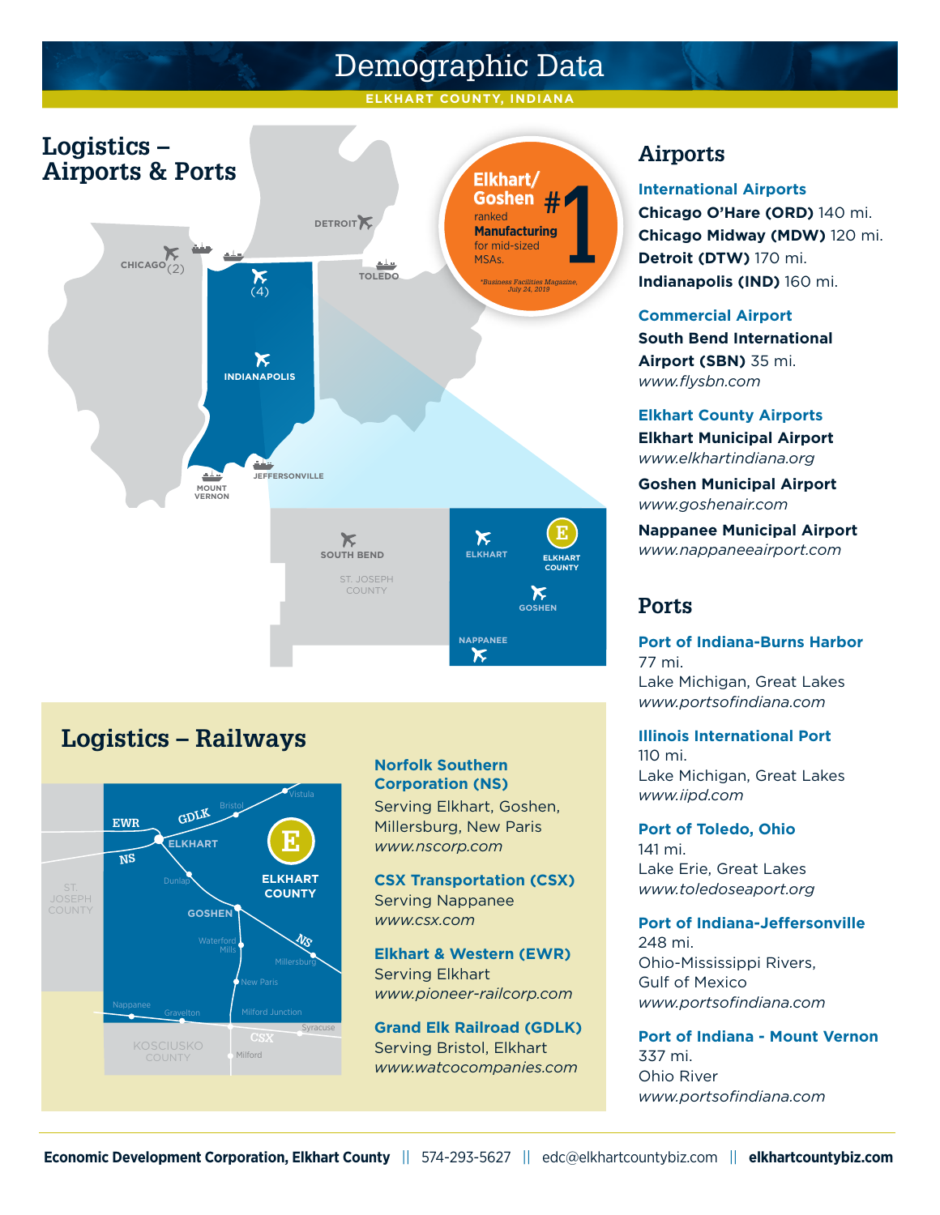# Demographic Data

ELKHART COUNTY, INDIANA

## Logistics – Airports & Ports

**Elkhart/Goshen** ranked **#1** **Manufacturing** for mid-sized MSAs.

*Business Facilities Magazine, July 24, 2019

## Airports

### International Airports

**Chicago O'Hare (ORD)** 140 mi.
**Chicago Midway (MDW)** 120 mi.
**Detroit (DTW)** 170 mi.
**Indianapolis (IND)** 160 mi.

### Commercial Airport

**South Bend International Airport (SBN)** 35 mi.
*www.flysbn.com*

### Elkhart County Airports

**Elkhart Municipal Airport**
*www.elkhartindiana.org*

**Goshen Municipal Airport**
*www.goshenair.com*

**Nappanee Municipal Airport**
*www.nappaneeairport.com*

## Ports

### Port of Indiana-Burns Harbor

77 mi.
Lake Michigan, Great Lakes
*www.portsofindiana.com*

### Illinois International Port

110 mi.
Lake Michigan, Great Lakes
*www.iipd.com*

### Port of Toledo, Ohio

141 mi.
Lake Erie, Great Lakes
*www.toledoseaport.org*

### Port of Indiana-Jeffersonville

248 mi.
Ohio-Mississippi Rivers, Gulf of Mexico
*www.portsofindiana.com*

### Port of Indiana - Mount Vernon

337 mi.
Ohio River
*www.portsofindiana.com*

## Logistics – Railways

### Norfolk Southern Corporation (NS)

Serving Elkhart, Goshen, Millersburg, New Paris
*www.nscorp.com*

### CSX Transportation (CSX)

Serving Nappanee
*www.csx.com*

### Elkhart & Western (EWR)

Serving Elkhart
*www.pioneer-railcorp.com*

### Grand Elk Railroad (GDLK)

Serving Bristol, Elkhart
*www.watcocompanies.com*

**Economic Development Corporation, Elkhart County** || 574-293-5627 || edc@elkhartcountybiz.com || **elkhartcountybiz.com**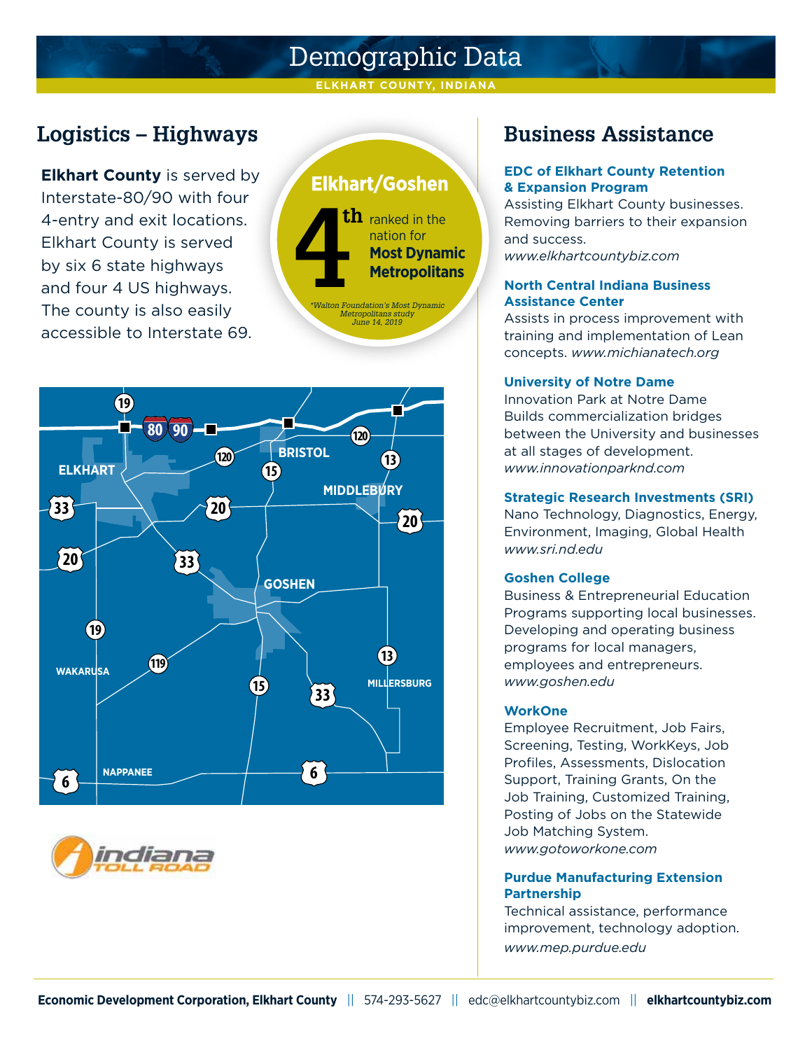# Demographic Data

ELKHART COUNTY, INDIANA

## Logistics – Highways

**Elkhart County** is served by Interstate-80/90 with four 4-entry and exit locations. Elkhart County is served by six 6 state highways and four 4 US highways. The county is also easily accessible to Interstate 69.

**Elkhart/Goshen**

**4th** ranked in the nation for **Most Dynamic Metropolitans**

*\*Walton Foundation's Most Dynamic Metropolitans study June 14, 2019*

## Business Assistance

**EDC of Elkhart County Retention & Expansion Program**
Assisting Elkhart County businesses. Removing barriers to their expansion and success.
*www.elkhartcountybiz.com*

**North Central Indiana Business Assistance Center**
Assists in process improvement with training and implementation of Lean concepts. *www.michianatech.org*

**University of Notre Dame**
Innovation Park at Notre Dame Builds commercialization bridges between the University and businesses at all stages of development.
*www.innovationparknd.com*

**Strategic Research Investments (SRI)**
Nano Technology, Diagnostics, Energy, Environment, Imaging, Global Health
*www.sri.nd.edu*

**Goshen College**
Business & Entrepreneurial Education Programs supporting local businesses. Developing and operating business programs for local managers, employees and entrepreneurs.
*www.goshen.edu*

**WorkOne**
Employee Recruitment, Job Fairs, Screening, Testing, WorkKeys, Job Profiles, Assessments, Dislocation Support, Training Grants, On the Job Training, Customized Training, Posting of Jobs on the Statewide Job Matching System.
*www.gotoworkone.com*

**Purdue Manufacturing Extension Partnership**
Technical assistance, performance improvement, technology adoption.
*www.mep.purdue.edu*

**Economic Development Corporation, Elkhart County** || 574-293-5627 || edc@elkhartcountybiz.com || **elkhartcountybiz.com**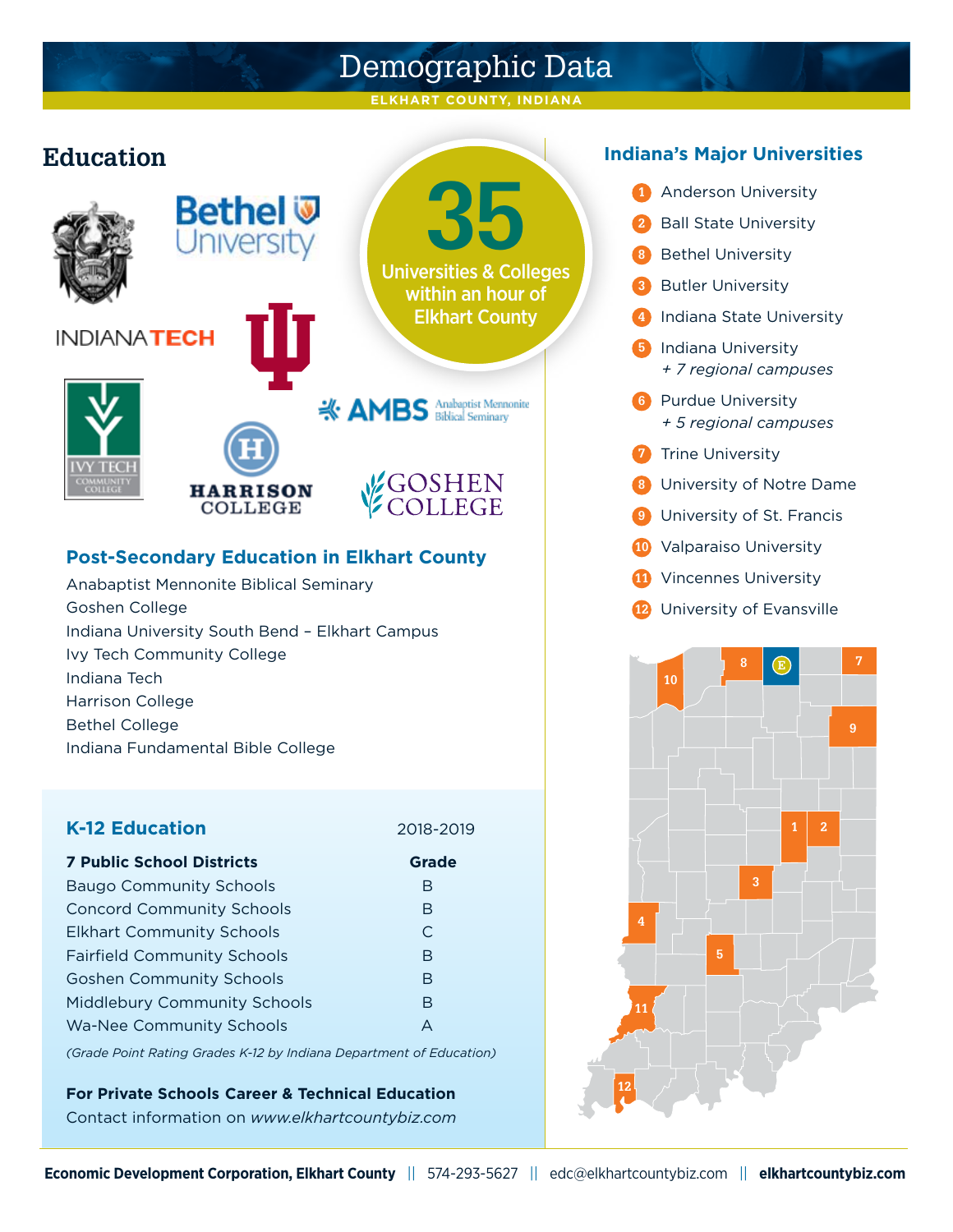# Demographic Data

ELKHART COUNTY, INDIANA

## Education

**35**
Universities & Colleges within an hour of Elkhart County

### Post-Secondary Education in Elkhart County

- Anabaptist Mennonite Biblical Seminary
- Goshen College
- Indiana University South Bend – Elkhart Campus
- Ivy Tech Community College
- Indiana Tech
- Harrison College
- Bethel College
- Indiana Fundamental Bible College

### K-12 Education

| 7 Public School Districts | 2018-2019 Grade |
|---|---|
| Baugo Community Schools | B |
| Concord Community Schools | B |
| Elkhart Community Schools | C |
| Fairfield Community Schools | B |
| Goshen Community Schools | B |
| Middlebury Community Schools | B |
| Wa-Nee Community Schools | A |

*(Grade Point Rating Grades K-12 by Indiana Department of Education)*

**For Private Schools Career & Technical Education**
Contact information on *www.elkhartcountybiz.com*

### Indiana's Major Universities

1. Anderson University
2. Ball State University
8. Bethel University
3. Butler University
4. Indiana State University
5. Indiana University
   *+ 7 regional campuses*
6. Purdue University
   *+ 5 regional campuses*
7. Trine University
8. University of Notre Dame
9. University of St. Francis
10. Valparaiso University
11. Vincennes University
12. University of Evansville

**Economic Development Corporation, Elkhart County** || 574-293-5627 || edc@elkhartcountybiz.com || **elkhartcountybiz.com**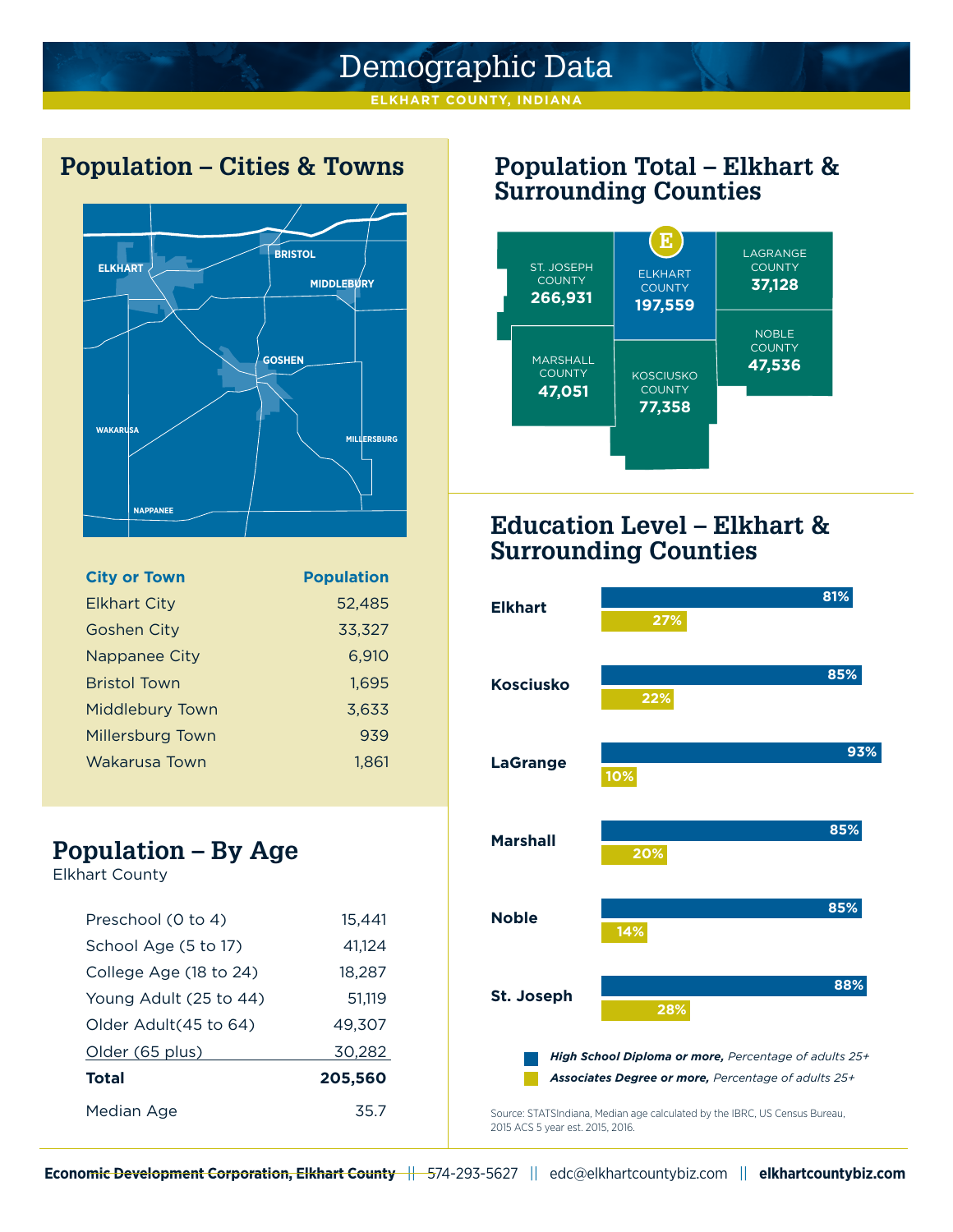# Demographic Data

ELKHART COUNTY, INDIANA

## Population – Cities & Towns

ELKHART
BRISTOL
MIDDLEBURY
GOSHEN
WAKARUSA
MILLERSBURG
NAPPANEE

| City or Town | Population |
|---|---|
| Elkhart City | 52,485 |
| Goshen City | 33,327 |
| Nappanee City | 6,910 |
| Bristol Town | 1,695 |
| Middlebury Town | 3,633 |
| Millersburg Town | 939 |
| Wakarusa Town | 1,861 |

## Population – By Age

Elkhart County

| | |
|---|---|
| Preschool (0 to 4) | 15,441 |
| School Age (5 to 17) | 41,124 |
| College Age (18 to 24) | 18,287 |
| Young Adult (25 to 44) | 51,119 |
| Older Adult(45 to 64) | 49,307 |
| Older (65 plus) | 30,282 |
| **Total** | **205,560** |
| Median Age | 35.7 |

## Population Total – Elkhart & Surrounding Counties

ST. JOSEPH COUNTY 266,931
E
ELKHART COUNTY 197,559
LAGRANGE COUNTY 37,128
NOBLE COUNTY 47,536
MARSHALL COUNTY 47,051
KOSCIUSKO COUNTY 77,358

## Education Level – Elkhart & Surrounding Counties

Elkhart 81% 27%
Kosciusko 85% 22%
LaGrange 93% 10%
Marshall 85% 20%
Noble 85% 14%
St. Joseph 88% 28%

***High School Diploma or more,*** *Percentage of adults 25+*
***Associates Degree or more,*** *Percentage of adults 25+*

Source: STATSIndiana, Median age calculated by the IBRC, US Census Bureau, 2015 ACS 5 year est. 2015, 2016.

**Economic Development Corporation, Elkhart County** || 574-293-5627 || edc@elkhartcountybiz.com || **elkhartcountybiz.com**